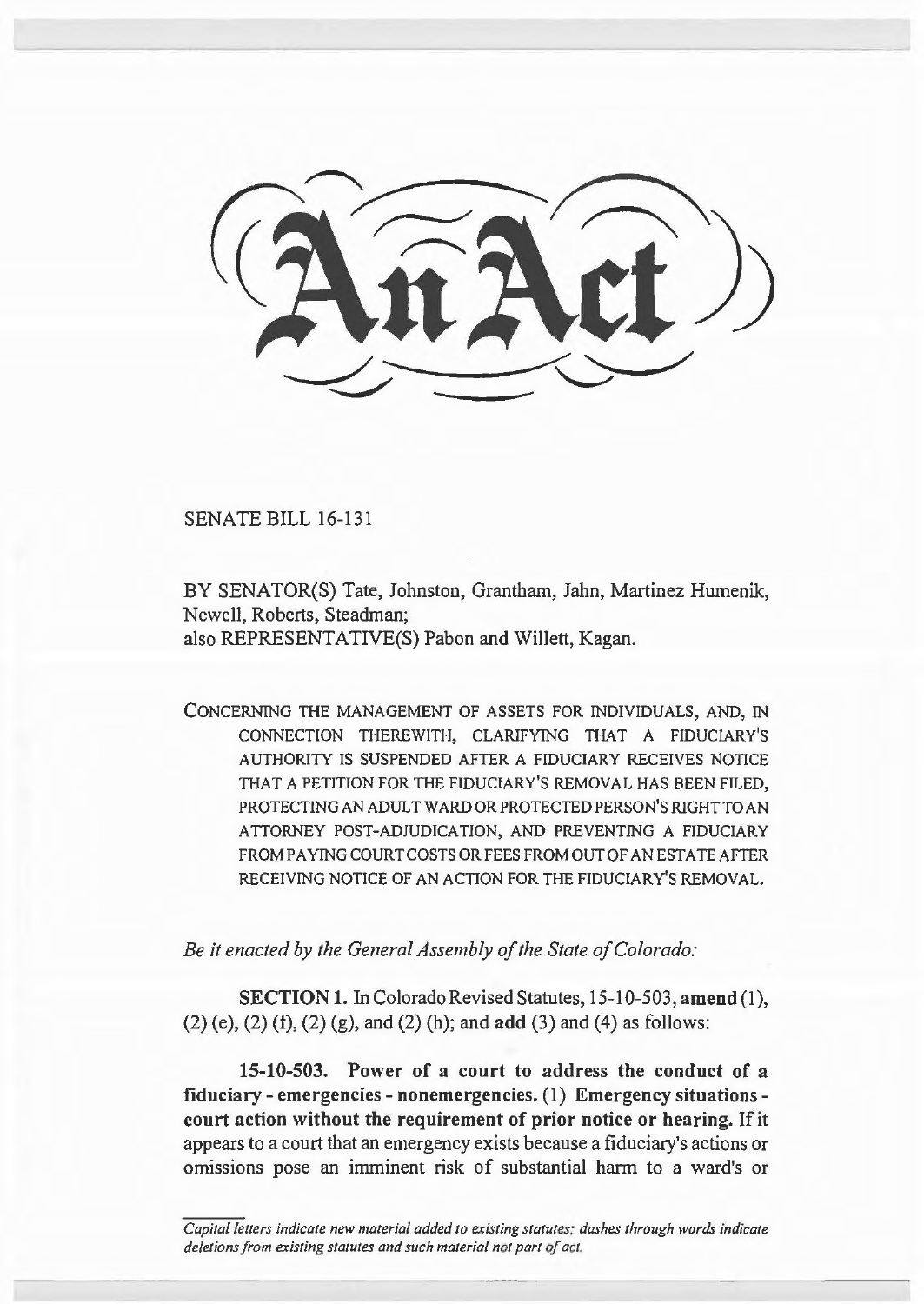# An Act

SENATE BILL 16-131

BY SENATOR(S) Tate, Johnston, Grantham, Jahn, Martinez Humenik, Newell, Roberts, Steadman;
also REPRESENTATIVE(S) Pabon and Willett, Kagan.

CONCERNING THE MANAGEMENT OF ASSETS FOR INDIVIDUALS, AND, IN CONNECTION THEREWITH, CLARIFYING THAT A FIDUCIARY'S AUTHORITY IS SUSPENDED AFTER A FIDUCIARY RECEIVES NOTICE THAT A PETITION FOR THE FIDUCIARY'S REMOVAL HAS BEEN FILED, PROTECTING AN ADULT WARD OR PROTECTED PERSON'S RIGHT TO AN ATTORNEY POST-ADJUDICATION, AND PREVENTING A FIDUCIARY FROM PAYING COURT COSTS OR FEES FROM OUT OF AN ESTATE AFTER RECEIVING NOTICE OF AN ACTION FOR THE FIDUCIARY'S REMOVAL.

*Be it enacted by the General Assembly of the State of Colorado:*

**SECTION 1.** In Colorado Revised Statutes, 15-10-503, **amend** (1), (2) (e), (2) (f), (2) (g), and (2) (h); and **add** (3) and (4) as follows:

**15-10-503. Power of a court to address the conduct of a fiduciary - emergencies - nonemergencies.** (1) **Emergency situations - court action without the requirement of prior notice or hearing.** If it appears to a court that an emergency exists because a fiduciary's actions or omissions pose an imminent risk of substantial harm to a ward's or

*Capital letters indicate new material added to existing statutes; dashes through words indicate deletions from existing statutes and such material not part of act.*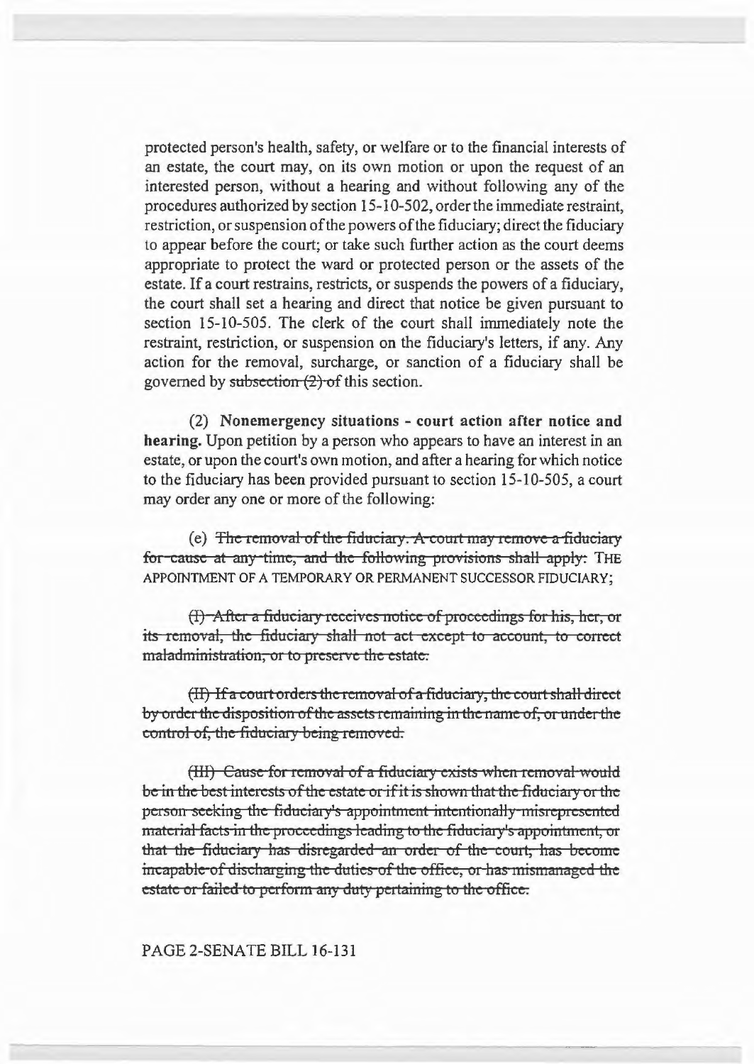protected person's health, safety, or welfare or to the financial interests of an estate, the court may, on its own motion or upon the request of an interested person, without a hearing and without following any of the procedures authorized by section 15-10-502, order the immediate restraint, restriction, or suspension of the powers of the fiduciary; direct the fiduciary to appear before the court; or take such further action as the court deems appropriate to protect the ward or protected person or the assets of the estate. If a court restrains, restricts, or suspends the powers of a fiduciary, the court shall set a hearing and direct that notice be given pursuant to section 15-10-505. The clerk of the court shall immediately note the restraint, restriction, or suspension on the fiduciary's letters, if any. Any action for the removal, surcharge, or sanction of a fiduciary shall be governed by ~~subsection (2) of~~ this section.

(2) **Nonemergency situations - court action after notice and hearing.** Upon petition by a person who appears to have an interest in an estate, or upon the court's own motion, and after a hearing for which notice to the fiduciary has been provided pursuant to section 15-10-505, a court may order any one or more of the following:

(e) ~~The removal of the fiduciary. A court may remove a fiduciary for cause at any time, and the following provisions shall apply:~~ THE APPOINTMENT OF A TEMPORARY OR PERMANENT SUCCESSOR FIDUCIARY;

~~(I) After a fiduciary receives notice of proceedings for his, her, or its removal, the fiduciary shall not act except to account, to correct maladministration, or to preserve the estate.~~

~~(II) If a court orders the removal of a fiduciary, the court shall direct by order the disposition of the assets remaining in the name of, or under the control of, the fiduciary being removed.~~

~~(III) Cause for removal of a fiduciary exists when removal would be in the best interests of the estate or if it is shown that the fiduciary or the person seeking the fiduciary's appointment intentionally misrepresented material facts in the proceedings leading to the fiduciary's appointment, or that the fiduciary has disregarded an order of the court, has become incapable of discharging the duties of the office, or has mismanaged the estate or failed to perform any duty pertaining to the office.~~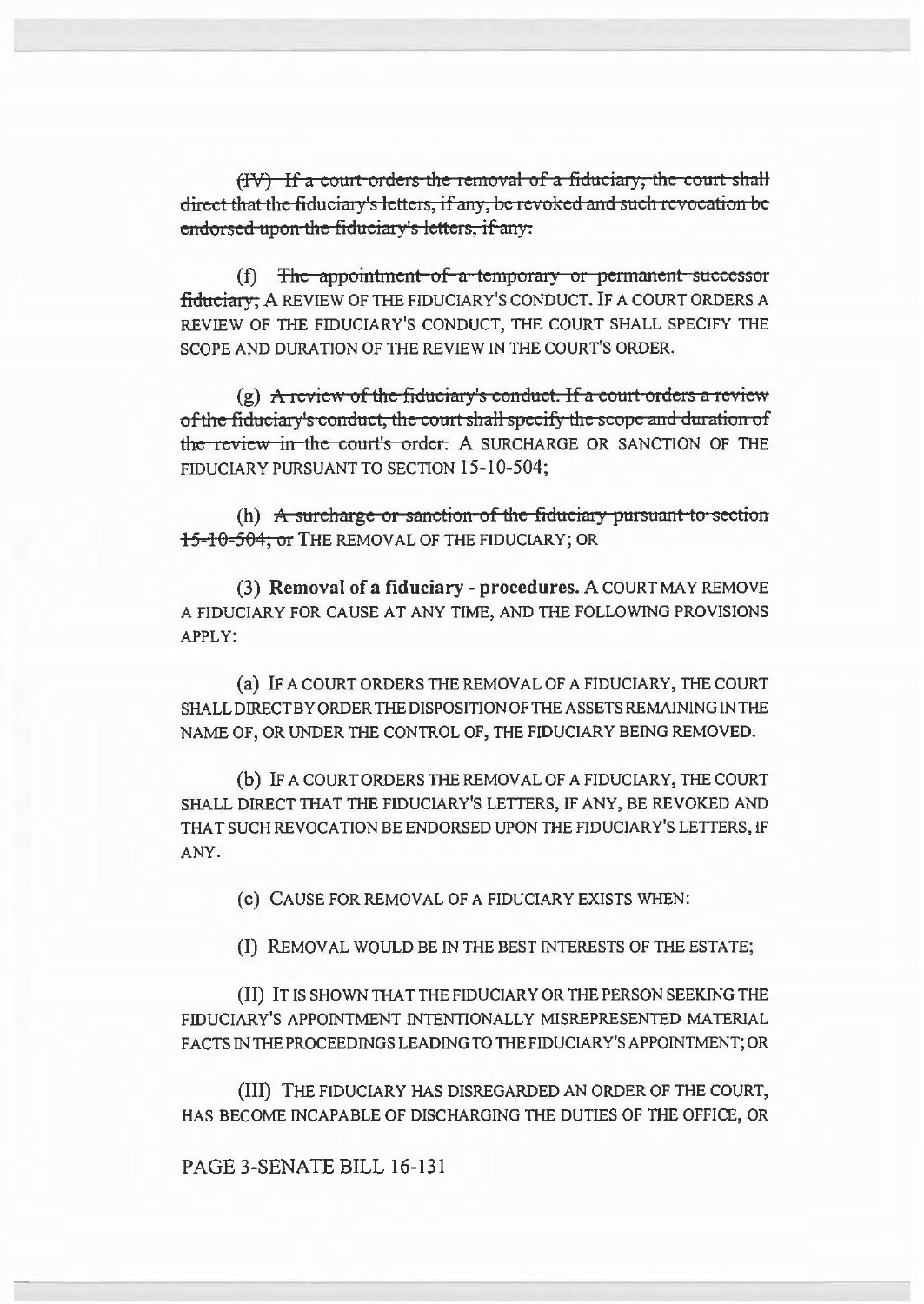~~(IV) If a court orders the removal of a fiduciary, the court shall direct that the fiduciary's letters, if any, be revoked and such revocation be endorsed upon the fiduciary's letters, if any.~~

(f) ~~The appointment of a temporary or permanent successor fiduciary;~~ A REVIEW OF THE FIDUCIARY'S CONDUCT. IF A COURT ORDERS A REVIEW OF THE FIDUCIARY'S CONDUCT, THE COURT SHALL SPECIFY THE SCOPE AND DURATION OF THE REVIEW IN THE COURT'S ORDER.

(g) ~~A review of the fiduciary's conduct. If a court orders a review of the fiduciary's conduct, the court shall specify the scope and duration of the review in the court's order.~~ A SURCHARGE OR SANCTION OF THE FIDUCIARY PURSUANT TO SECTION 15-10-504;

(h) ~~A surcharge or sanction of the fiduciary pursuant to section 15-10-504; or~~ THE REMOVAL OF THE FIDUCIARY; OR

(3) **Removal of a fiduciary - procedures.** A COURT MAY REMOVE A FIDUCIARY FOR CAUSE AT ANY TIME, AND THE FOLLOWING PROVISIONS APPLY:

(a) IF A COURT ORDERS THE REMOVAL OF A FIDUCIARY, THE COURT SHALL DIRECT BY ORDER THE DISPOSITION OF THE ASSETS REMAINING IN THE NAME OF, OR UNDER THE CONTROL OF, THE FIDUCIARY BEING REMOVED.

(b) IF A COURT ORDERS THE REMOVAL OF A FIDUCIARY, THE COURT SHALL DIRECT THAT THE FIDUCIARY'S LETTERS, IF ANY, BE REVOKED AND THAT SUCH REVOCATION BE ENDORSED UPON THE FIDUCIARY'S LETTERS, IF ANY.

(c) CAUSE FOR REMOVAL OF A FIDUCIARY EXISTS WHEN:

(I) REMOVAL WOULD BE IN THE BEST INTERESTS OF THE ESTATE;

(II) IT IS SHOWN THAT THE FIDUCIARY OR THE PERSON SEEKING THE FIDUCIARY'S APPOINTMENT INTENTIONALLY MISREPRESENTED MATERIAL FACTS IN THE PROCEEDINGS LEADING TO THE FIDUCIARY'S APPOINTMENT; OR

(III) THE FIDUCIARY HAS DISREGARDED AN ORDER OF THE COURT, HAS BECOME INCAPABLE OF DISCHARGING THE DUTIES OF THE OFFICE, OR

PAGE 3-SENATE BILL 16-131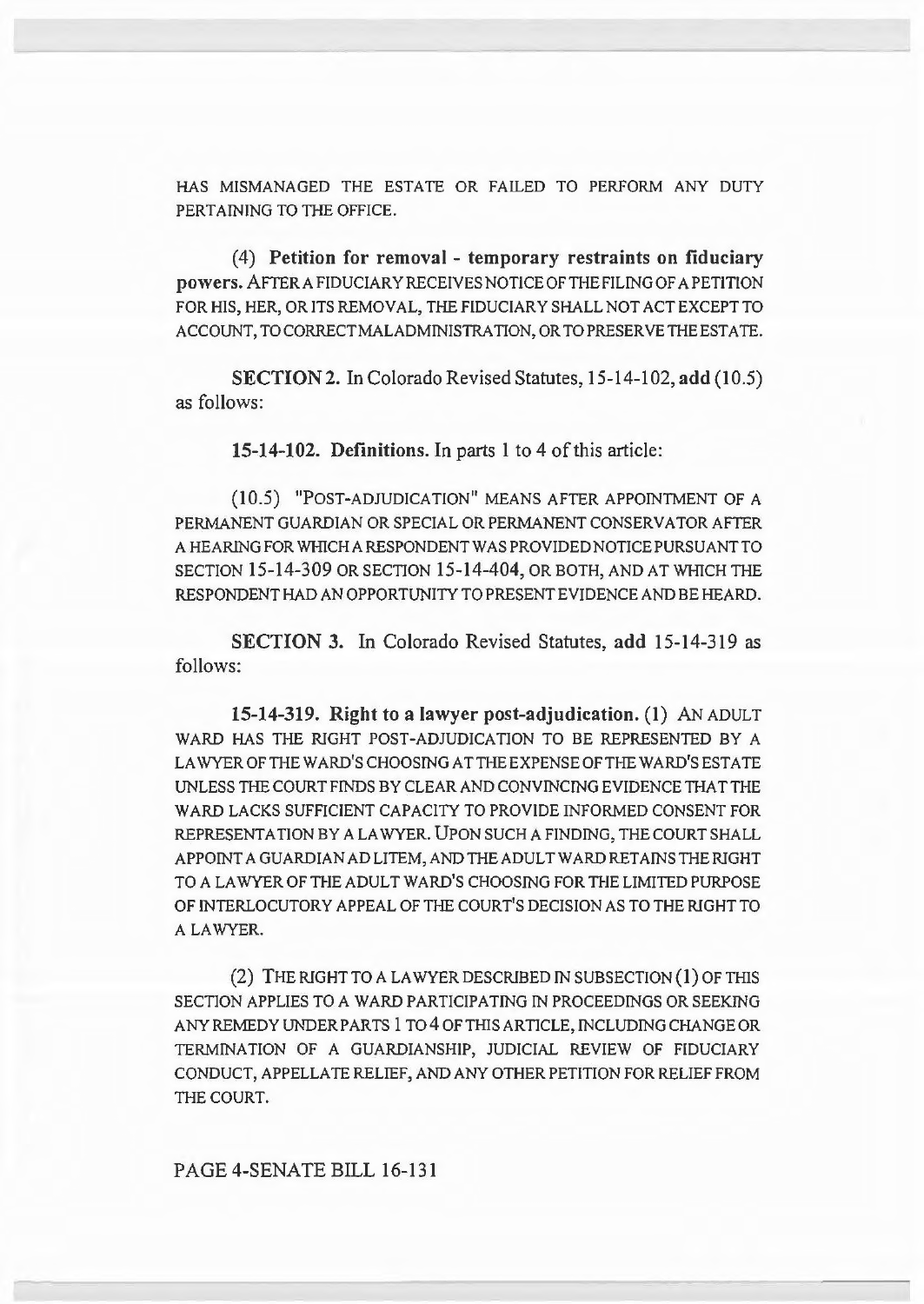HAS MISMANAGED THE ESTATE OR FAILED TO PERFORM ANY DUTY PERTAINING TO THE OFFICE.

(4) **Petition for removal - temporary restraints on fiduciary powers.** AFTER A FIDUCIARY RECEIVES NOTICE OF THE FILING OF A PETITION FOR HIS, HER, OR ITS REMOVAL, THE FIDUCIARY SHALL NOT ACT EXCEPT TO ACCOUNT, TO CORRECT MALADMINISTRATION, OR TO PRESERVE THE ESTATE.

**SECTION 2.** In Colorado Revised Statutes, 15-14-102, **add** (10.5) as follows:

**15-14-102. Definitions.** In parts 1 to 4 of this article:

(10.5) "POST-ADJUDICATION" MEANS AFTER APPOINTMENT OF A PERMANENT GUARDIAN OR SPECIAL OR PERMANENT CONSERVATOR AFTER A HEARING FOR WHICH A RESPONDENT WAS PROVIDED NOTICE PURSUANT TO SECTION 15-14-309 OR SECTION 15-14-404, OR BOTH, AND AT WHICH THE RESPONDENT HAD AN OPPORTUNITY TO PRESENT EVIDENCE AND BE HEARD.

**SECTION 3.** In Colorado Revised Statutes, **add** 15-14-319 as follows:

**15-14-319. Right to a lawyer post-adjudication.** (1) AN ADULT WARD HAS THE RIGHT POST-ADJUDICATION TO BE REPRESENTED BY A LAWYER OF THE WARD'S CHOOSING AT THE EXPENSE OF THE WARD'S ESTATE UNLESS THE COURT FINDS BY CLEAR AND CONVINCING EVIDENCE THAT THE WARD LACKS SUFFICIENT CAPACITY TO PROVIDE INFORMED CONSENT FOR REPRESENTATION BY A LAWYER. UPON SUCH A FINDING, THE COURT SHALL APPOINT A GUARDIAN AD LITEM, AND THE ADULT WARD RETAINS THE RIGHT TO A LAWYER OF THE ADULT WARD'S CHOOSING FOR THE LIMITED PURPOSE OF INTERLOCUTORY APPEAL OF THE COURT'S DECISION AS TO THE RIGHT TO A LAWYER.

(2) THE RIGHT TO A LAWYER DESCRIBED IN SUBSECTION (1) OF THIS SECTION APPLIES TO A WARD PARTICIPATING IN PROCEEDINGS OR SEEKING ANY REMEDY UNDER PARTS 1 TO 4 OF THIS ARTICLE, INCLUDING CHANGE OR TERMINATION OF A GUARDIANSHIP, JUDICIAL REVIEW OF FIDUCIARY CONDUCT, APPELLATE RELIEF, AND ANY OTHER PETITION FOR RELIEF FROM THE COURT.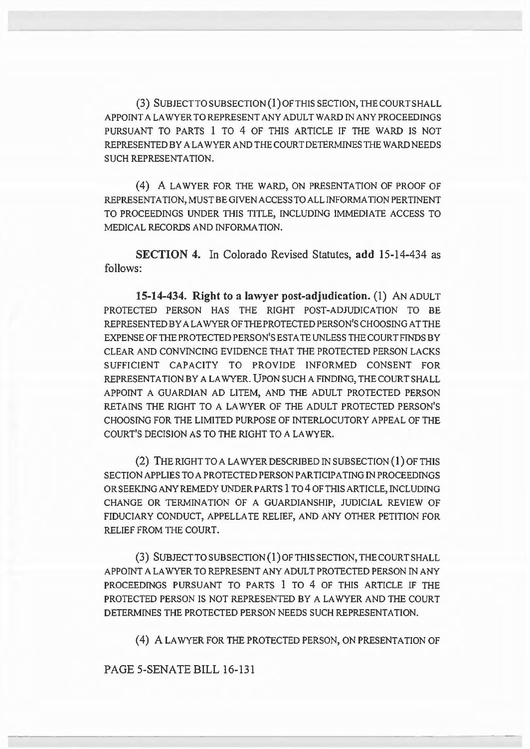(3) SUBJECT TO SUBSECTION (1) OF THIS SECTION, THE COURT SHALL APPOINT A LAWYER TO REPRESENT ANY ADULT WARD IN ANY PROCEEDINGS PURSUANT TO PARTS 1 TO 4 OF THIS ARTICLE IF THE WARD IS NOT REPRESENTED BY A LAWYER AND THE COURT DETERMINES THE WARD NEEDS SUCH REPRESENTATION.

(4) A LAWYER FOR THE WARD, ON PRESENTATION OF PROOF OF REPRESENTATION, MUST BE GIVEN ACCESS TO ALL INFORMATION PERTINENT TO PROCEEDINGS UNDER THIS TITLE, INCLUDING IMMEDIATE ACCESS TO MEDICAL RECORDS AND INFORMATION.

**SECTION 4.** In Colorado Revised Statutes, **add** 15-14-434 as follows:

**15-14-434. Right to a lawyer post-adjudication.** (1) AN ADULT PROTECTED PERSON HAS THE RIGHT POST-ADJUDICATION TO BE REPRESENTED BY A LAWYER OF THE PROTECTED PERSON'S CHOOSING AT THE EXPENSE OF THE PROTECTED PERSON'S ESTATE UNLESS THE COURT FINDS BY CLEAR AND CONVINCING EVIDENCE THAT THE PROTECTED PERSON LACKS SUFFICIENT CAPACITY TO PROVIDE INFORMED CONSENT FOR REPRESENTATION BY A LAWYER. UPON SUCH A FINDING, THE COURT SHALL APPOINT A GUARDIAN AD LITEM, AND THE ADULT PROTECTED PERSON RETAINS THE RIGHT TO A LAWYER OF THE ADULT PROTECTED PERSON'S CHOOSING FOR THE LIMITED PURPOSE OF INTERLOCUTORY APPEAL OF THE COURT'S DECISION AS TO THE RIGHT TO A LAWYER.

(2) THE RIGHT TO A LAWYER DESCRIBED IN SUBSECTION (1) OF THIS SECTION APPLIES TO A PROTECTED PERSON PARTICIPATING IN PROCEEDINGS OR SEEKING ANY REMEDY UNDER PARTS 1 TO 4 OF THIS ARTICLE, INCLUDING CHANGE OR TERMINATION OF A GUARDIANSHIP, JUDICIAL REVIEW OF FIDUCIARY CONDUCT, APPELLATE RELIEF, AND ANY OTHER PETITION FOR RELIEF FROM THE COURT.

(3) SUBJECT TO SUBSECTION (1) OF THIS SECTION, THE COURT SHALL APPOINT A LAWYER TO REPRESENT ANY ADULT PROTECTED PERSON IN ANY PROCEEDINGS PURSUANT TO PARTS 1 TO 4 OF THIS ARTICLE IF THE PROTECTED PERSON IS NOT REPRESENTED BY A LAWYER AND THE COURT DETERMINES THE PROTECTED PERSON NEEDS SUCH REPRESENTATION.

(4) A LAWYER FOR THE PROTECTED PERSON, ON PRESENTATION OF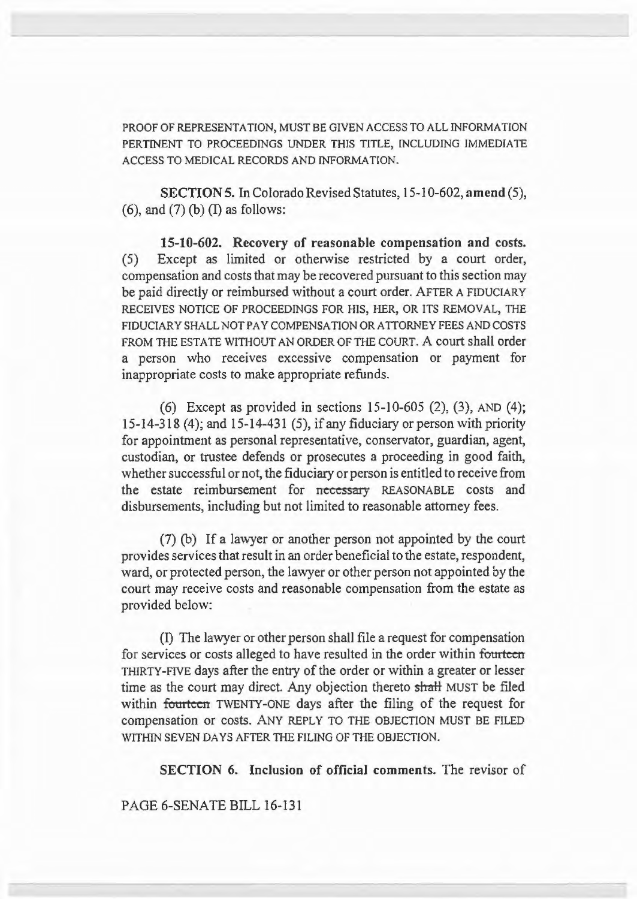PROOF OF REPRESENTATION, MUST BE GIVEN ACCESS TO ALL INFORMATION PERTINENT TO PROCEEDINGS UNDER THIS TITLE, INCLUDING IMMEDIATE ACCESS TO MEDICAL RECORDS AND INFORMATION.

**SECTION 5.** In Colorado Revised Statutes, 15-10-602, **amend** (5), (6), and (7) (b) (I) as follows:

**15-10-602. Recovery of reasonable compensation and costs.** (5) Except as limited or otherwise restricted by a court order, compensation and costs that may be recovered pursuant to this section may be paid directly or reimbursed without a court order. AFTER A FIDUCIARY RECEIVES NOTICE OF PROCEEDINGS FOR HIS, HER, OR ITS REMOVAL, THE FIDUCIARY SHALL NOT PAY COMPENSATION OR ATTORNEY FEES AND COSTS FROM THE ESTATE WITHOUT AN ORDER OF THE COURT. A court shall order a person who receives excessive compensation or payment for inappropriate costs to make appropriate refunds.

(6) Except as provided in sections 15-10-605 (2), (3), AND (4); 15-14-318 (4); and 15-14-431 (5), if any fiduciary or person with priority for appointment as personal representative, conservator, guardian, agent, custodian, or trustee defends or prosecutes a proceeding in good faith, whether successful or not, the fiduciary or person is entitled to receive from the estate reimbursement for ~~necessary~~ REASONABLE costs and disbursements, including but not limited to reasonable attorney fees.

(7) (b) If a lawyer or another person not appointed by the court provides services that result in an order beneficial to the estate, respondent, ward, or protected person, the lawyer or other person not appointed by the court may receive costs and reasonable compensation from the estate as provided below:

(I) The lawyer or other person shall file a request for compensation for services or costs alleged to have resulted in the order within ~~fourteen~~ THIRTY-FIVE days after the entry of the order or within a greater or lesser time as the court may direct. Any objection thereto ~~shall~~ MUST be filed within ~~fourteen~~ TWENTY-ONE days after the filing of the request for compensation or costs. ANY REPLY TO THE OBJECTION MUST BE FILED WITHIN SEVEN DAYS AFTER THE FILING OF THE OBJECTION.

**SECTION 6. Inclusion of official comments.** The revisor of

PAGE 6-SENATE BILL 16-131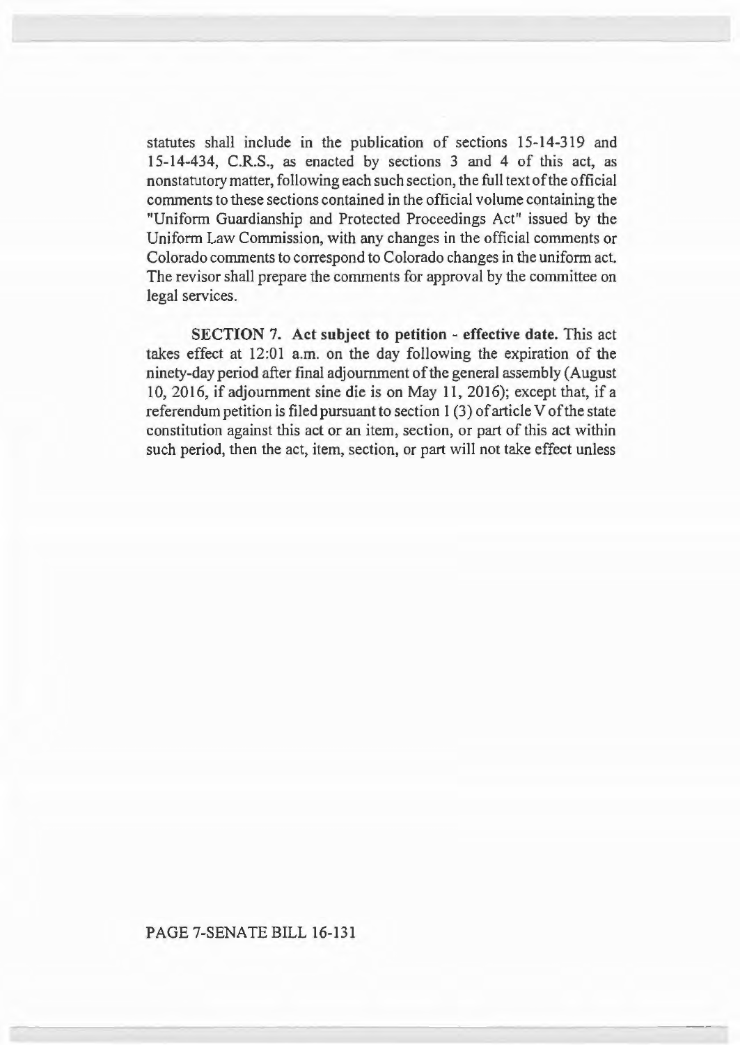statutes shall include in the publication of sections 15-14-319 and 15-14-434, C.R.S., as enacted by sections 3 and 4 of this act, as nonstatutory matter, following each such section, the full text of the official comments to these sections contained in the official volume containing the "Uniform Guardianship and Protected Proceedings Act" issued by the Uniform Law Commission, with any changes in the official comments or Colorado comments to correspond to Colorado changes in the uniform act. The revisor shall prepare the comments for approval by the committee on legal services.

**SECTION 7. Act subject to petition - effective date.** This act takes effect at 12:01 a.m. on the day following the expiration of the ninety-day period after final adjournment of the general assembly (August 10, 2016, if adjournment sine die is on May 11, 2016); except that, if a referendum petition is filed pursuant to section 1 (3) of article V of the state constitution against this act or an item, section, or part of this act within such period, then the act, item, section, or part will not take effect unless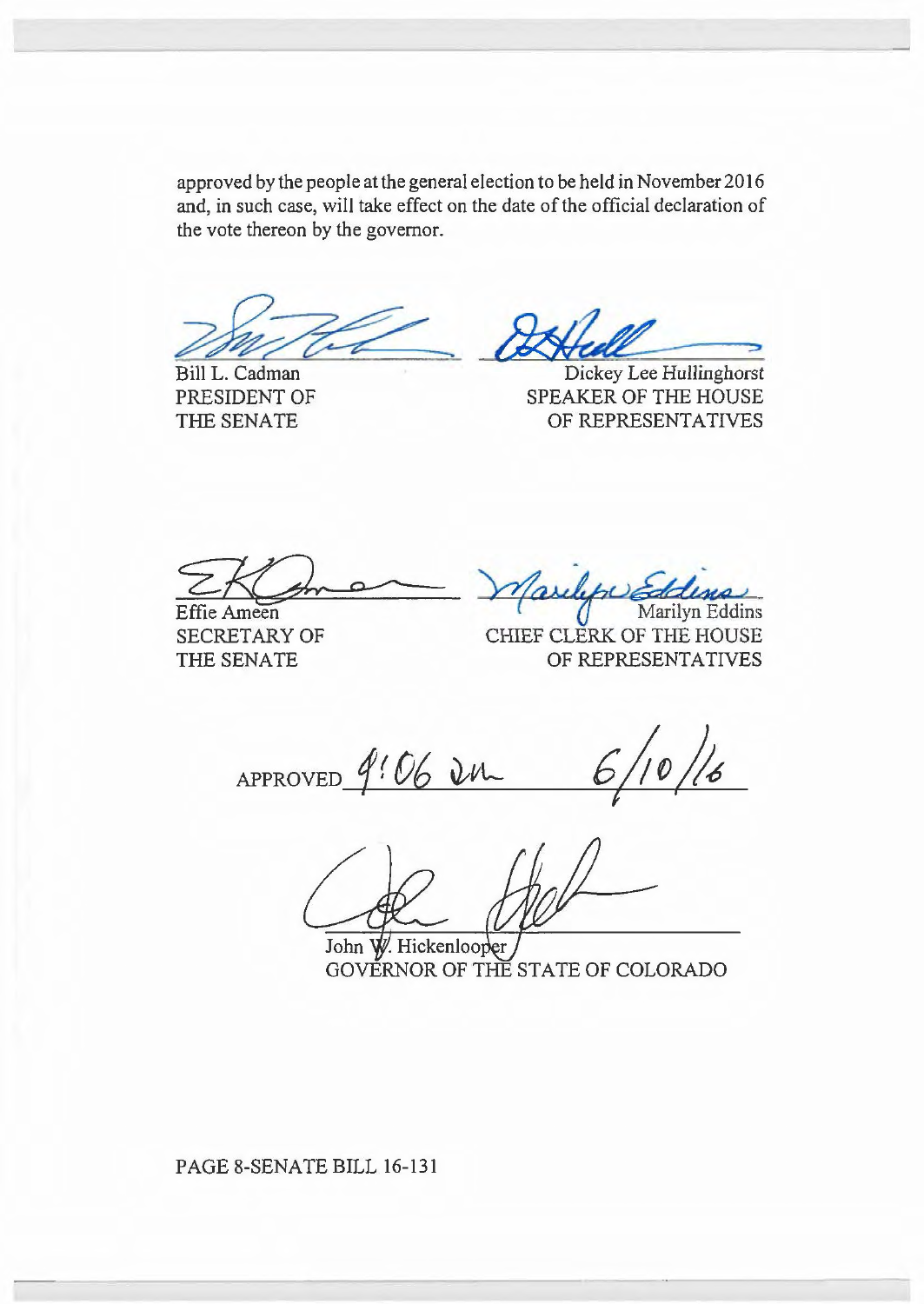approved by the people at the general election to be held in November 2016 and, in such case, will take effect on the date of the official declaration of the vote thereon by the governor.

Bill L. Cadman
PRESIDENT OF
THE SENATE

Dickey Lee Hullinghorst
SPEAKER OF THE HOUSE
OF REPRESENTATIVES

Effie Ameen
SECRETARY OF
THE SENATE

Marilyn Eddins
CHIEF CLERK OF THE HOUSE
OF REPRESENTATIVES

APPROVED 9:06 am 6/10/16

John W. Hickenlooper
GOVERNOR OF THE STATE OF COLORADO

PAGE 8-SENATE BILL 16-131